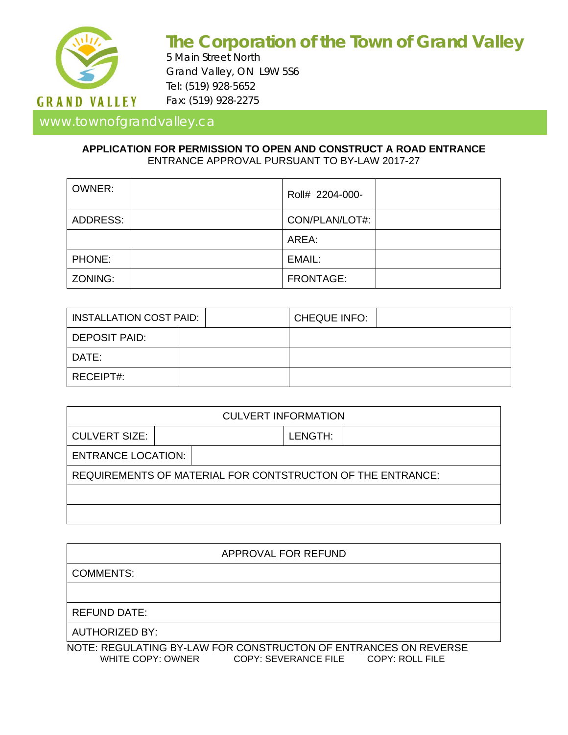# The Corporation of the Town of Grand Valley

GRAND VALLEY

5 Main Street North
Grand Valley, ON L9W 5S6
Tel: (519) 928-5652
Fax: (519) 928-2275

www.townofgrandvalley.ca

**APPLICATION FOR PERMISSION TO OPEN AND CONSTRUCT A ROAD ENTRANCE**
ENTRANCE APPROVAL PURSUANT TO BY-LAW 2017-27

| OWNER: | | Roll# 2204-000- | |
|---|---|---|---|
| ADDRESS: | | CON/PLAN/LOT#: | |
| | | AREA: | |
| PHONE: | | EMAIL: | |
| ZONING: | | FRONTAGE: | |

| INSTALLATION COST PAID: | | CHEQUE INFO: | |
|---|---|---|---|
| DEPOSIT PAID: | | | |
| DATE: | | | |
| RECEIPT#: | | | |

| CULVERT INFORMATION | | | |
|---|---|---|---|
| CULVERT SIZE: | | LENGTH: | |
| ENTRANCE LOCATION: | | | |
| REQUIREMENTS OF MATERIAL FOR CONTSTRUCTON OF THE ENTRANCE: | | | |
| | | | |
| | | | |

| APPROVAL FOR REFUND |
|---|
| COMMENTS: |
| |
| REFUND DATE: |
| AUTHORIZED BY: |

NOTE: REGULATING BY-LAW FOR CONSTRUCTON OF ENTRANCES ON REVERSE

WHITE COPY: OWNER COPY: SEVERANCE FILE COPY: ROLL FILE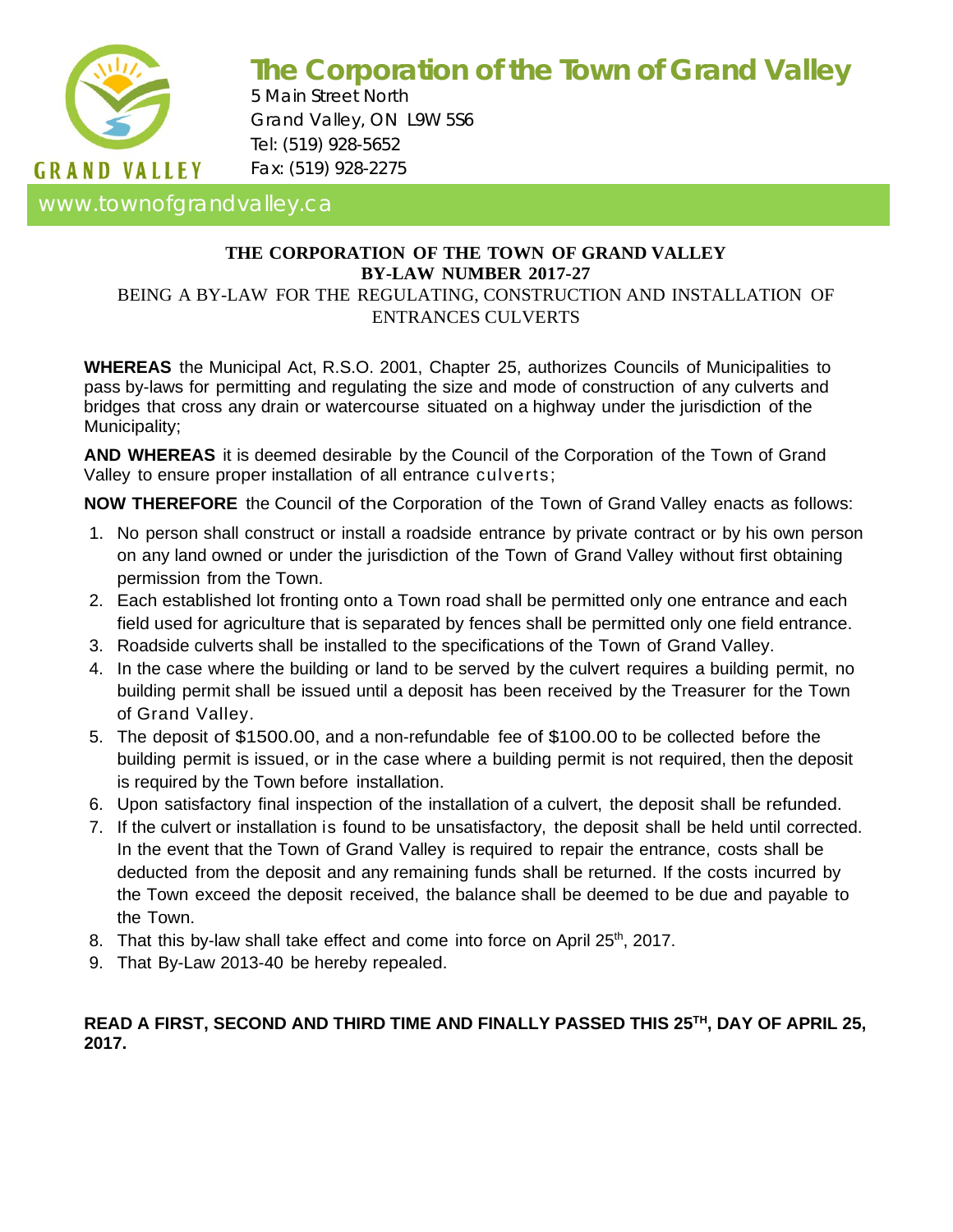# The Corporation of the Town of Grand Valley

5 Main Street North
Grand Valley, ON L9W 5S6
Tel: (519) 928-5652
Fax: (519) 928-2275

GRAND VALLEY

www.townofgrandvalley.ca

**THE CORPORATION OF THE TOWN OF GRAND VALLEY**
**BY-LAW NUMBER 2017-27**

BEING A BY-LAW FOR THE REGULATING, CONSTRUCTION AND INSTALLATION OF ENTRANCES CULVERTS

**WHEREAS** the Municipal Act, R.S.O. 2001, Chapter 25, authorizes Councils of Municipalities to pass by-laws for permitting and regulating the size and mode of construction of any culverts and bridges that cross any drain or watercourse situated on a highway under the jurisdiction of the Municipality;

**AND WHEREAS** it is deemed desirable by the Council of the Corporation of the Town of Grand Valley to ensure proper installation of all entrance culverts;

**NOW THEREFORE** the Council of the Corporation of the Town of Grand Valley enacts as follows:

1. No person shall construct or install a roadside entrance by private contract or by his own person on any land owned or under the jurisdiction of the Town of Grand Valley without first obtaining permission from the Town.
2. Each established lot fronting onto a Town road shall be permitted only one entrance and each field used for agriculture that is separated by fences shall be permitted only one field entrance.
3. Roadside culverts shall be installed to the specifications of the Town of Grand Valley.
4. In the case where the building or land to be served by the culvert requires a building permit, no building permit shall be issued until a deposit has been received by the Treasurer for the Town of Grand Valley.
5. The deposit of $1500.00, and a non-refundable fee of $100.00 to be collected before the building permit is issued, or in the case where a building permit is not required, then the deposit is required by the Town before installation.
6. Upon satisfactory final inspection of the installation of a culvert, the deposit shall be refunded.
7. If the culvert or installation is found to be unsatisfactory, the deposit shall be held until corrected. In the event that the Town of Grand Valley is required to repair the entrance, costs shall be deducted from the deposit and any remaining funds shall be returned. If the costs incurred by the Town exceed the deposit received, the balance shall be deemed to be due and payable to the Town.
8. That this by-law shall take effect and come into force on April 25th, 2017.
9. That By-Law 2013-40 be hereby repealed.

**READ A FIRST, SECOND AND THIRD TIME AND FINALLY PASSED THIS 25TH, DAY OF APRIL 25, 2017.**